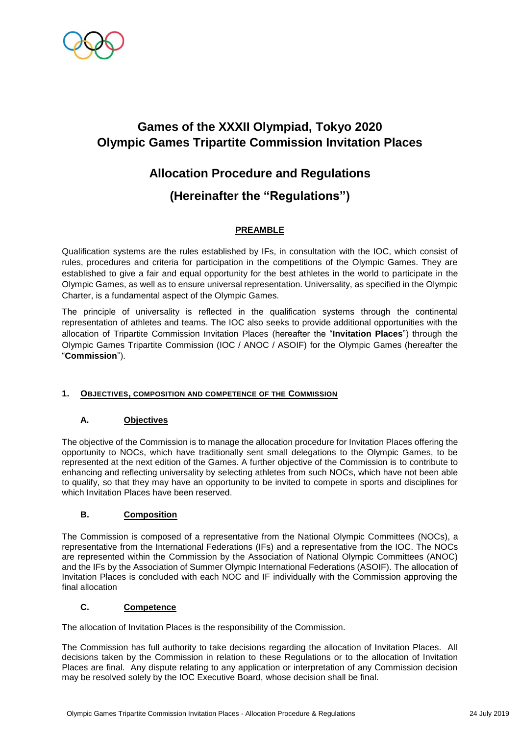# Games of the XXXII Olympiad, Tokyo 2020
# Olympic Games Tripartite Commission Invitation Places

## Allocation Procedure and Regulations

## (Hereinafter the "Regulations")

### PREAMBLE

Qualification systems are the rules established by IFs, in consultation with the IOC, which consist of rules, procedures and criteria for participation in the competitions of the Olympic Games. They are established to give a fair and equal opportunity for the best athletes in the world to participate in the Olympic Games, as well as to ensure universal representation. Universality, as specified in the Olympic Charter, is a fundamental aspect of the Olympic Games.

The principle of universality is reflected in the qualification systems through the continental representation of athletes and teams. The IOC also seeks to provide additional opportunities with the allocation of Tripartite Commission Invitation Places (hereafter the "**Invitation Places**") through the Olympic Games Tripartite Commission (IOC / ANOC / ASOIF) for the Olympic Games (hereafter the "**Commission**").

### 1. OBJECTIVES, COMPOSITION AND COMPETENCE OF THE COMMISSION

#### A. Objectives

The objective of the Commission is to manage the allocation procedure for Invitation Places offering the opportunity to NOCs, which have traditionally sent small delegations to the Olympic Games, to be represented at the next edition of the Games. A further objective of the Commission is to contribute to enhancing and reflecting universality by selecting athletes from such NOCs, which have not been able to qualify, so that they may have an opportunity to be invited to compete in sports and disciplines for which Invitation Places have been reserved.

#### B. Composition

The Commission is composed of a representative from the National Olympic Committees (NOCs), a representative from the International Federations (IFs) and a representative from the IOC. The NOCs are represented within the Commission by the Association of National Olympic Committees (ANOC) and the IFs by the Association of Summer Olympic International Federations (ASOIF). The allocation of Invitation Places is concluded with each NOC and IF individually with the Commission approving the final allocation

#### C. Competence

The allocation of Invitation Places is the responsibility of the Commission.

The Commission has full authority to take decisions regarding the allocation of Invitation Places. All decisions taken by the Commission in relation to these Regulations or to the allocation of Invitation Places are final. Any dispute relating to any application or interpretation of any Commission decision may be resolved solely by the IOC Executive Board, whose decision shall be final.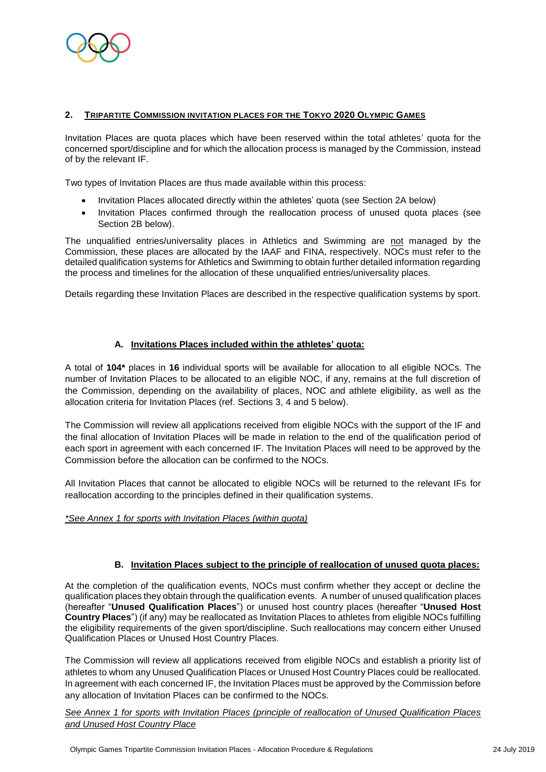## 2. TRIPARTITE COMMISSION INVITATION PLACES FOR THE TOKYO 2020 OLYMPIC GAMES

Invitation Places are quota places which have been reserved within the total athletes' quota for the concerned sport/discipline and for which the allocation process is managed by the Commission, instead of by the relevant IF.

Two types of Invitation Places are thus made available within this process:

- Invitation Places allocated directly within the athletes' quota (see Section 2A below)
- Invitation Places confirmed through the reallocation process of unused quota places (see Section 2B below).

The unqualified entries/universality places in Athletics and Swimming are not managed by the Commission, these places are allocated by the IAAF and FINA, respectively. NOCs must refer to the detailed qualification systems for Athletics and Swimming to obtain further detailed information regarding the process and timelines for the allocation of these unqualified entries/universality places.

Details regarding these Invitation Places are described in the respective qualification systems by sport.

### A. Invitations Places included within the athletes' quota:

A total of **104*** places in **16** individual sports will be available for allocation to all eligible NOCs. The number of Invitation Places to be allocated to an eligible NOC, if any, remains at the full discretion of the Commission, depending on the availability of places, NOC and athlete eligibility, as well as the allocation criteria for Invitation Places (ref. Sections 3, 4 and 5 below).

The Commission will review all applications received from eligible NOCs with the support of the IF and the final allocation of Invitation Places will be made in relation to the end of the qualification period of each sport in agreement with each concerned IF. The Invitation Places will need to be approved by the Commission before the allocation can be confirmed to the NOCs.

All Invitation Places that cannot be allocated to eligible NOCs will be returned to the relevant IFs for reallocation according to the principles defined in their qualification systems.

*\*See Annex 1 for sports with Invitation Places (within quota)*

### B. Invitation Places subject to the principle of reallocation of unused quota places:

At the completion of the qualification events, NOCs must confirm whether they accept or decline the qualification places they obtain through the qualification events. A number of unused qualification places (hereafter "**Unused Qualification Places**") or unused host country places (hereafter "**Unused Host Country Places**") (if any) may be reallocated as Invitation Places to athletes from eligible NOCs fulfilling the eligibility requirements of the given sport/discipline. Such reallocations may concern either Unused Qualification Places or Unused Host Country Places.

The Commission will review all applications received from eligible NOCs and establish a priority list of athletes to whom any Unused Qualification Places or Unused Host Country Places could be reallocated. In agreement with each concerned IF, the Invitation Places must be approved by the Commission before any allocation of Invitation Places can be confirmed to the NOCs.

*See Annex 1 for sports with Invitation Places (principle of reallocation of Unused Qualification Places and Unused Host Country Place*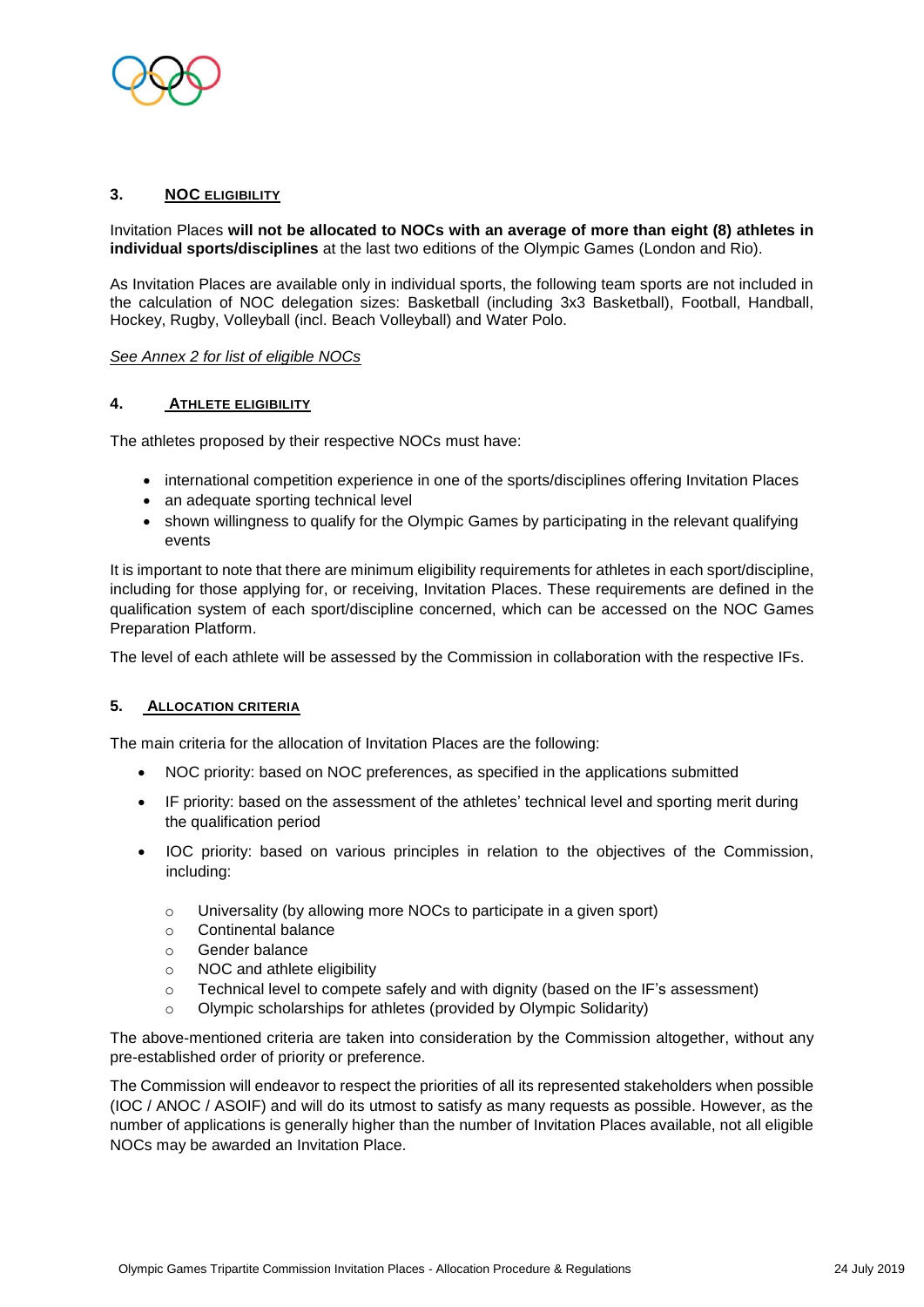## 3. NOC ELIGIBILITY

Invitation Places **will not be allocated to NOCs with an average of more than eight (8) athletes in individual sports/disciplines** at the last two editions of the Olympic Games (London and Rio).

As Invitation Places are available only in individual sports, the following team sports are not included in the calculation of NOC delegation sizes: Basketball (including 3x3 Basketball), Football, Handball, Hockey, Rugby, Volleyball (incl. Beach Volleyball) and Water Polo.

*See Annex 2 for list of eligible NOCs*

## 4. ATHLETE ELIGIBILITY

The athletes proposed by their respective NOCs must have:

- international competition experience in one of the sports/disciplines offering Invitation Places
- an adequate sporting technical level
- shown willingness to qualify for the Olympic Games by participating in the relevant qualifying events

It is important to note that there are minimum eligibility requirements for athletes in each sport/discipline, including for those applying for, or receiving, Invitation Places. These requirements are defined in the qualification system of each sport/discipline concerned, which can be accessed on the NOC Games Preparation Platform.

The level of each athlete will be assessed by the Commission in collaboration with the respective IFs.

## 5. ALLOCATION CRITERIA

The main criteria for the allocation of Invitation Places are the following:

- NOC priority: based on NOC preferences, as specified in the applications submitted
- IF priority: based on the assessment of the athletes' technical level and sporting merit during the qualification period
- IOC priority: based on various principles in relation to the objectives of the Commission, including:
  - Universality (by allowing more NOCs to participate in a given sport)
  - Continental balance
  - Gender balance
  - NOC and athlete eligibility
  - Technical level to compete safely and with dignity (based on the IF's assessment)
  - Olympic scholarships for athletes (provided by Olympic Solidarity)

The above-mentioned criteria are taken into consideration by the Commission altogether, without any pre-established order of priority or preference.

The Commission will endeavor to respect the priorities of all its represented stakeholders when possible (IOC / ANOC / ASOIF) and will do its utmost to satisfy as many requests as possible. However, as the number of applications is generally higher than the number of Invitation Places available, not all eligible NOCs may be awarded an Invitation Place.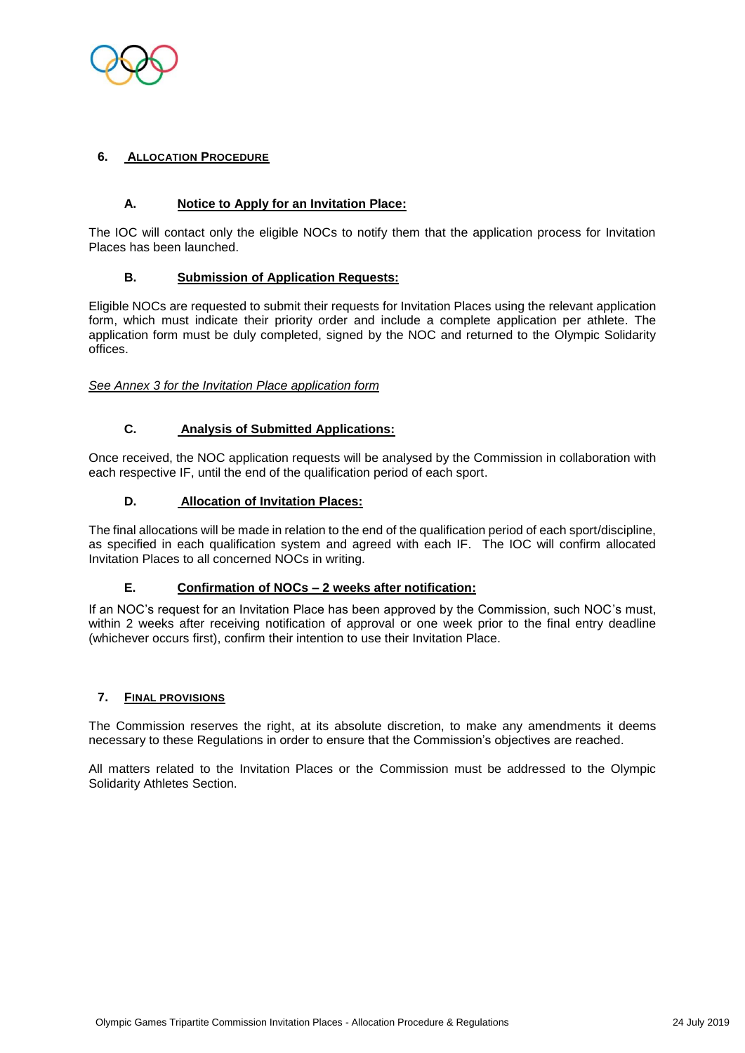## 6. ALLOCATION PROCEDURE

### A. Notice to Apply for an Invitation Place:

The IOC will contact only the eligible NOCs to notify them that the application process for Invitation Places has been launched.

### B. Submission of Application Requests:

Eligible NOCs are requested to submit their requests for Invitation Places using the relevant application form, which must indicate their priority order and include a complete application per athlete. The application form must be duly completed, signed by the NOC and returned to the Olympic Solidarity offices.

*See Annex 3 for the Invitation Place application form*

### C. Analysis of Submitted Applications:

Once received, the NOC application requests will be analysed by the Commission in collaboration with each respective IF, until the end of the qualification period of each sport.

### D. Allocation of Invitation Places:

The final allocations will be made in relation to the end of the qualification period of each sport/discipline, as specified in each qualification system and agreed with each IF. The IOC will confirm allocated Invitation Places to all concerned NOCs in writing.

### E. Confirmation of NOCs – 2 weeks after notification:

If an NOC's request for an Invitation Place has been approved by the Commission, such NOC's must, within 2 weeks after receiving notification of approval or one week prior to the final entry deadline (whichever occurs first), confirm their intention to use their Invitation Place.

## 7. FINAL PROVISIONS

The Commission reserves the right, at its absolute discretion, to make any amendments it deems necessary to these Regulations in order to ensure that the Commission's objectives are reached.

All matters related to the Invitation Places or the Commission must be addressed to the Olympic Solidarity Athletes Section.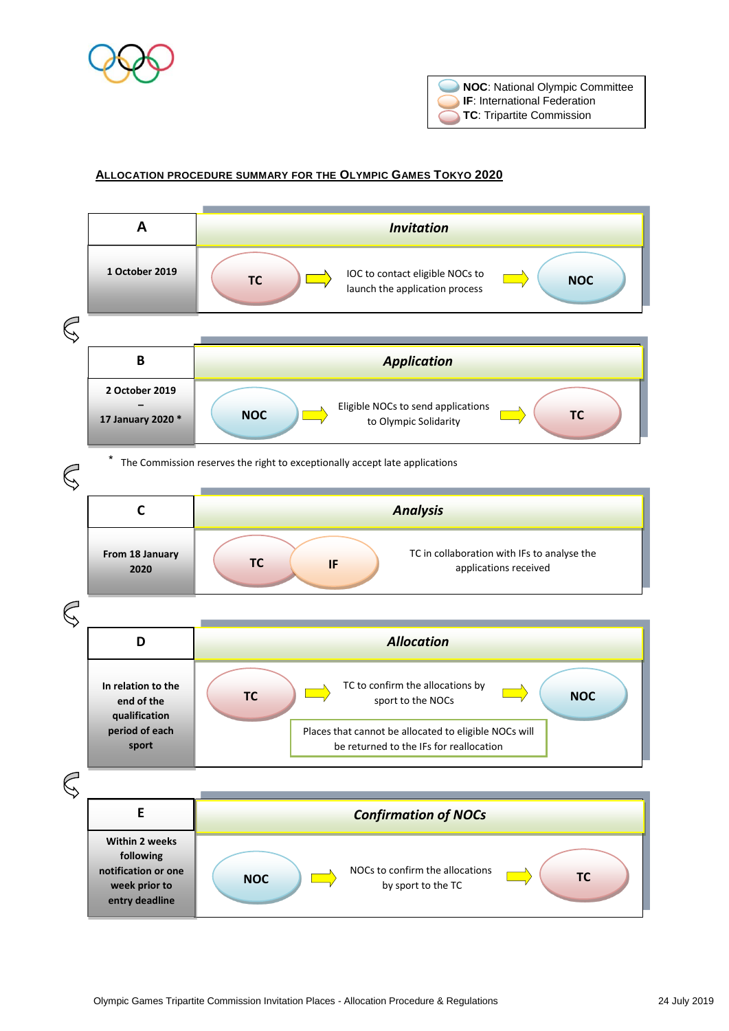**NOC**: National Olympic Committee
**IF**: International Federation
**TC**: Tripartite Commission

## ALLOCATION PROCEDURE SUMMARY FOR THE OLYMPIC GAMES TOKYO 2020

| A | *Invitation* |
|---|---|
| 1 October 2019 | TC → IOC to contact eligible NOCs to launch the application process → NOC |

| B | *Application* |
|---|---|
| 2 October 2019 – 17 January 2020 * | NOC → Eligible NOCs to send applications to Olympic Solidarity → TC |

\* The Commission reserves the right to exceptionally accept late applications

| C | *Analysis* |
|---|---|
| From 18 January 2020 | TC, IF: TC in collaboration with IFs to analyse the applications received |

| D | *Allocation* |
|---|---|
| In relation to the end of the qualification period of each sport | TC → TC to confirm the allocations by sport to the NOCs → NOC<br>Places that cannot be allocated to eligible NOCs will be returned to the IFs for reallocation |

| E | *Confirmation of NOCs* |
|---|---|
| Within 2 weeks following notification or one week prior to entry deadline | NOC → NOCs to confirm the allocations by sport to the TC → TC |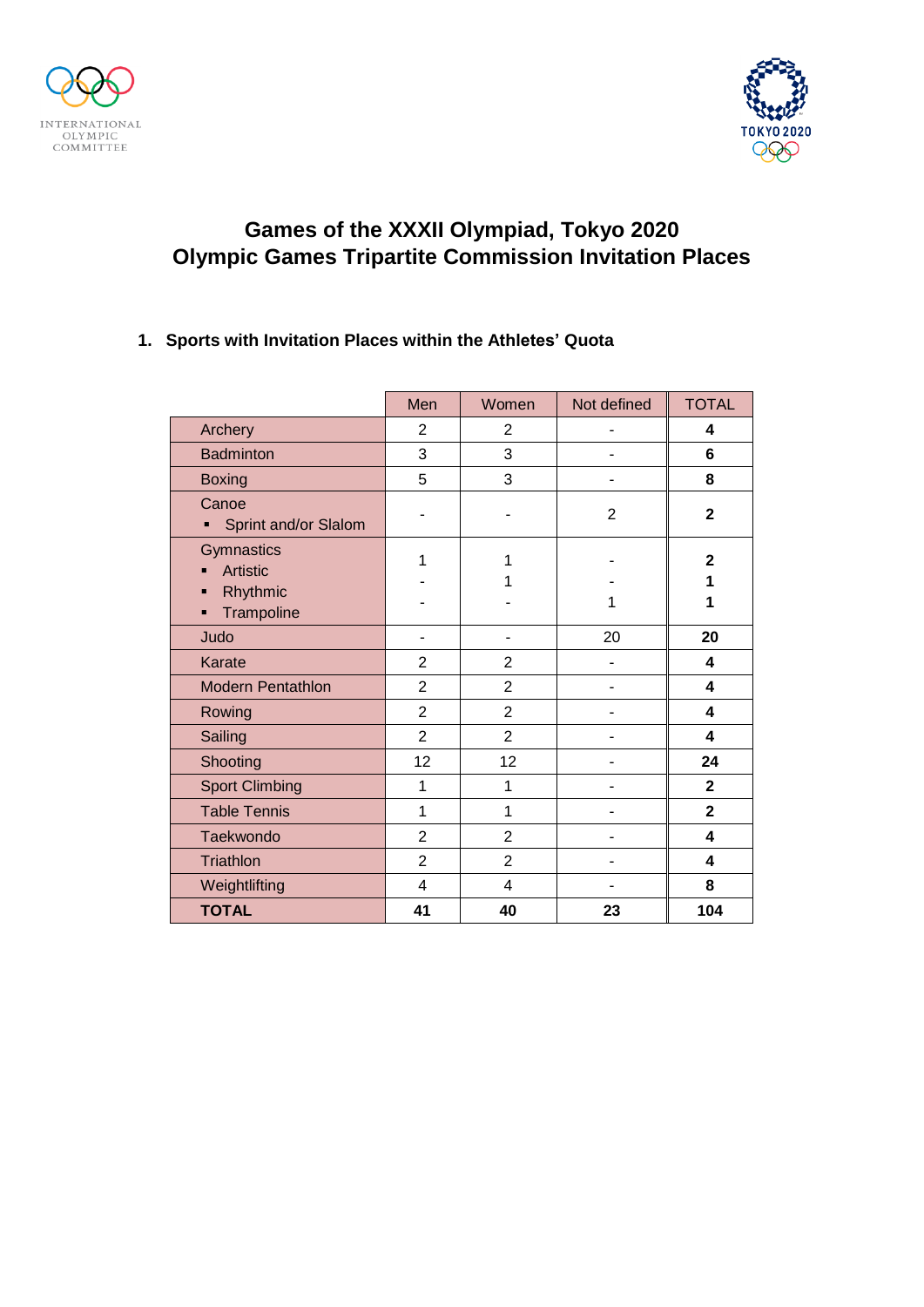# Games of the XXXII Olympiad, Tokyo 2020
# Olympic Games Tripartite Commission Invitation Places

## 1. Sports with Invitation Places within the Athletes' Quota

| | Men | Women | Not defined | TOTAL |
|---|---|---|---|---|
| Archery | 2 | 2 | - | **4** |
| Badminton | 3 | 3 | - | **6** |
| Boxing | 5 | 3 | - | **8** |
| Canoe | | | | |
| ▪ Sprint and/or Slalom | - | - | 2 | **2** |
| Gymnastics | | | | |
| ▪ Artistic | 1 | 1 | - | **2** |
| ▪ Rhythmic | - | 1 | - | **1** |
| ▪ Trampoline | - | - | 1 | **1** |
| Judo | - | - | 20 | **20** |
| Karate | 2 | 2 | - | **4** |
| Modern Pentathlon | 2 | 2 | - | **4** |
| Rowing | 2 | 2 | - | **4** |
| Sailing | 2 | 2 | - | **4** |
| Shooting | 12 | 12 | - | **24** |
| Sport Climbing | 1 | 1 | - | **2** |
| Table Tennis | 1 | 1 | - | **2** |
| Taekwondo | 2 | 2 | - | **4** |
| Triathlon | 2 | 2 | - | **4** |
| Weightlifting | 4 | 4 | - | **8** |
| **TOTAL** | **41** | **40** | **23** | **104** |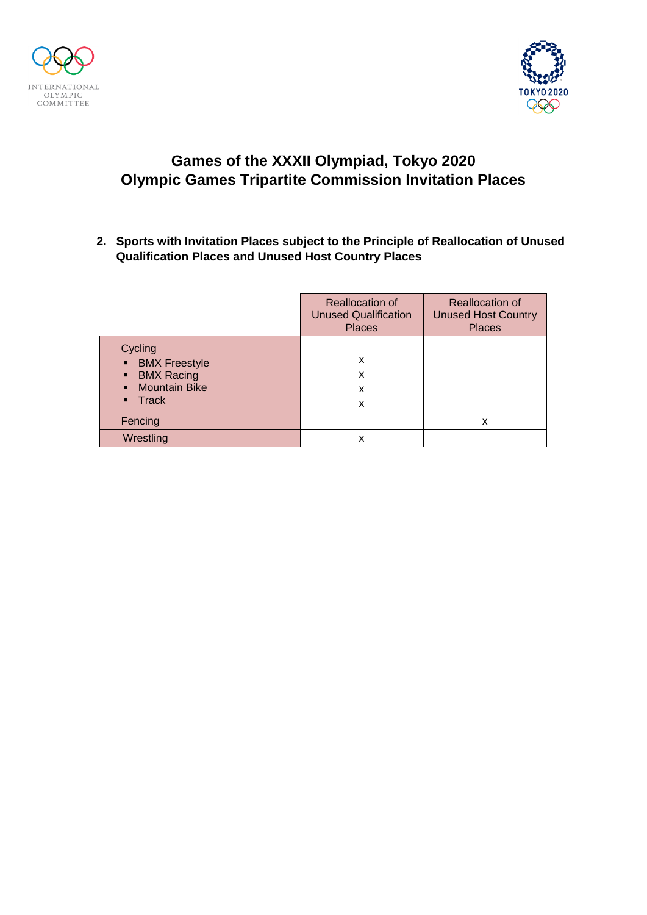# Games of the XXXII Olympiad, Tokyo 2020
# Olympic Games Tripartite Commission Invitation Places

## 2. Sports with Invitation Places subject to the Principle of Reallocation of Unused Qualification Places and Unused Host Country Places

| | Reallocation of Unused Qualification Places | Reallocation of Unused Host Country Places |
|---|---|---|
| Cycling | | |
| ▪ BMX Freestyle | x | |
| ▪ BMX Racing | x | |
| ▪ Mountain Bike | x | |
| ▪ Track | x | |
| Fencing | | x |
| Wrestling | x | |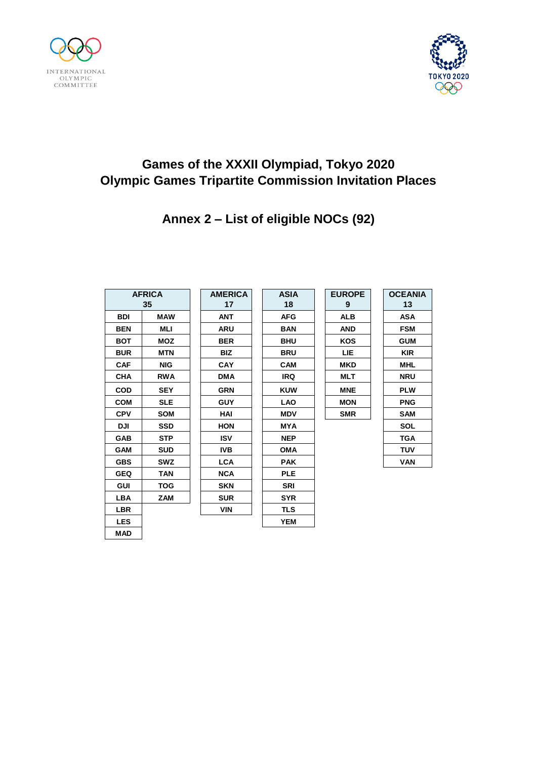# Games of the XXXII Olympiad, Tokyo 2020
# Olympic Games Tripartite Commission Invitation Places

## Annex 2 – List of eligible NOCs (92)

| AFRICA 35 | | AMERICA 17 | ASIA 18 | EUROPE 9 | OCEANIA 13 |
|---|---|---|---|---|---|
| BDI | MAW | ANT | AFG | ALB | ASA |
| BEN | MLI | ARU | BAN | AND | FSM |
| BOT | MOZ | BER | BHU | KOS | GUM |
| BUR | MTN | BIZ | BRU | LIE | KIR |
| CAF | NIG | CAY | CAM | MKD | MHL |
| CHA | RWA | DMA | IRQ | MLT | NRU |
| COD | SEY | GRN | KUW | MNE | PLW |
| COM | SLE | GUY | LAO | MON | PNG |
| CPV | SOM | HAI | MDV | SMR | SAM |
| DJI | SSD | HON | MYA | | SOL |
| GAB | STP | ISV | NEP | | TGA |
| GAM | SUD | IVB | OMA | | TUV |
| GBS | SWZ | LCA | PAK | | VAN |
| GEQ | TAN | NCA | PLE | | |
| GUI | TOG | SKN | SRI | | |
| LBA | ZAM | SUR | SYR | | |
| LBR | | VIN | TLS | | |
| LES | | | YEM | | |
| MAD | | | | | |